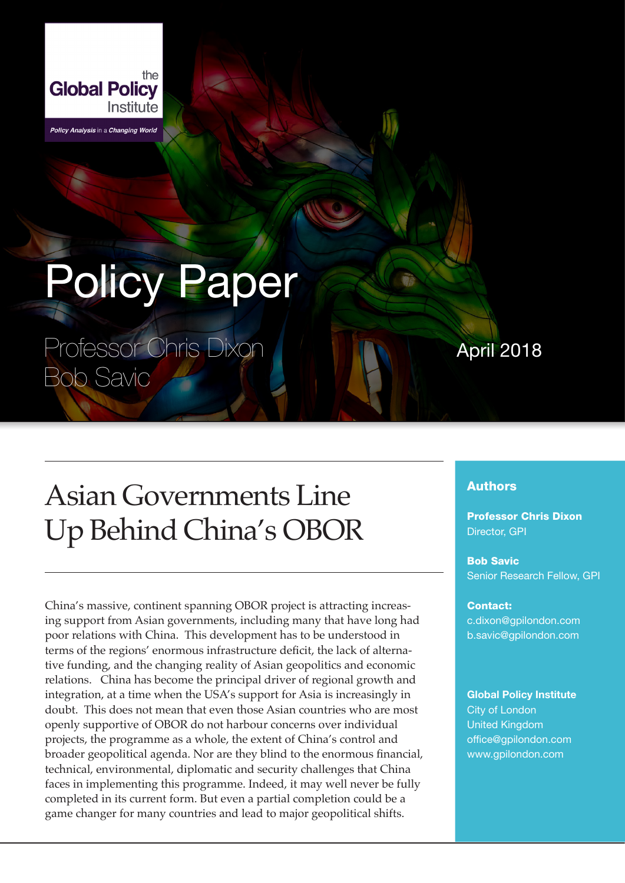the **Global Policy** Institute

*Policy Analysis in a Changing World*

# Policy Paper

Professor Chris Dixon
Bob Savic

April 2018

## Asian Governments Line Up Behind China's OBOR

China's massive, continent spanning OBOR project is attracting increasing support from Asian governments, including many that have long had poor relations with China. This development has to be understood in terms of the regions' enormous infrastructure deficit, the lack of alternative funding, and the changing reality of Asian geopolitics and economic relations. China has become the principal driver of regional growth and integration, at a time when the USA's support for Asia is increasingly in doubt. This does not mean that even those Asian countries who are most openly supportive of OBOR do not harbour concerns over individual projects, the programme as a whole, the extent of China's control and broader geopolitical agenda. Nor are they blind to the enormous financial, technical, environmental, diplomatic and security challenges that China faces in implementing this programme. Indeed, it may well never be fully completed in its current form. But even a partial completion could be a game changer for many countries and lead to major geopolitical shifts.

### Authors

**Professor Chris Dixon**
Director, GPI

**Bob Savic**
Senior Research Fellow, GPI

**Contact:**
c.dixon@gpilondon.com
b.savic@gpilondon.com

**Global Policy Institute**
City of London
United Kingdom
office@gpilondon.com
www.gpilondon.com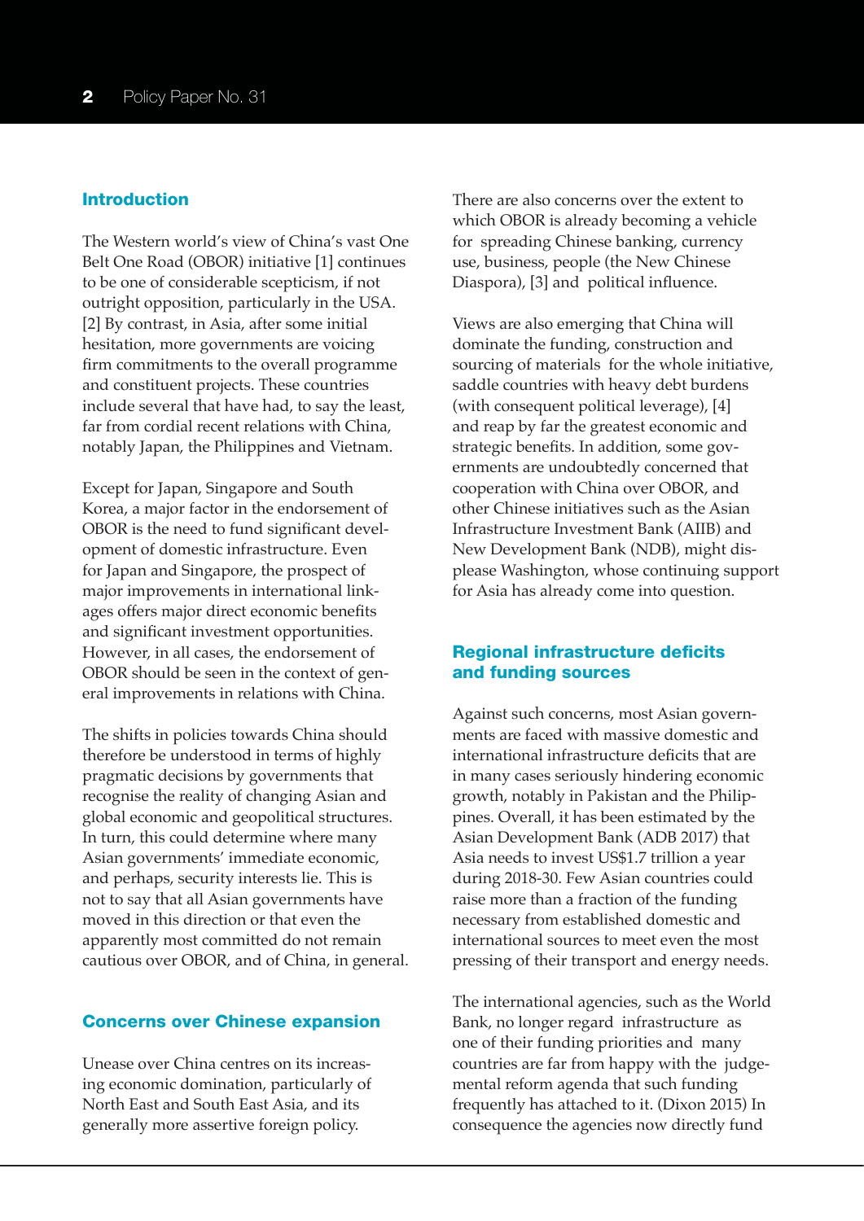## Introduction

The Western world's view of China's vast One Belt One Road (OBOR) initiative [1] continues to be one of considerable scepticism, if not outright opposition, particularly in the USA. [2] By contrast, in Asia, after some initial hesitation, more governments are voicing firm commitments to the overall programme and constituent projects. These countries include several that have had, to say the least, far from cordial recent relations with China, notably Japan, the Philippines and Vietnam.

Except for Japan, Singapore and South Korea, a major factor in the endorsement of OBOR is the need to fund significant development of domestic infrastructure. Even for Japan and Singapore, the prospect of major improvements in international linkages offers major direct economic benefits and significant investment opportunities. However, in all cases, the endorsement of OBOR should be seen in the context of general improvements in relations with China.

The shifts in policies towards China should therefore be understood in terms of highly pragmatic decisions by governments that recognise the reality of changing Asian and global economic and geopolitical structures. In turn, this could determine where many Asian governments' immediate economic, and perhaps, security interests lie. This is not to say that all Asian governments have moved in this direction or that even the apparently most committed do not remain cautious over OBOR, and of China, in general.

## Concerns over Chinese expansion

Unease over China centres on its increasing economic domination, particularly of North East and South East Asia, and its generally more assertive foreign policy.

There are also concerns over the extent to which OBOR is already becoming a vehicle for spreading Chinese banking, currency use, business, people (the New Chinese Diaspora), [3] and political influence.

Views are also emerging that China will dominate the funding, construction and sourcing of materials for the whole initiative, saddle countries with heavy debt burdens (with consequent political leverage), [4] and reap by far the greatest economic and strategic benefits. In addition, some governments are undoubtedly concerned that cooperation with China over OBOR, and other Chinese initiatives such as the Asian Infrastructure Investment Bank (AIIB) and New Development Bank (NDB), might displease Washington, whose continuing support for Asia has already come into question.

## Regional infrastructure deficits and funding sources

Against such concerns, most Asian governments are faced with massive domestic and international infrastructure deficits that are in many cases seriously hindering economic growth, notably in Pakistan and the Philippines. Overall, it has been estimated by the Asian Development Bank (ADB 2017) that Asia needs to invest US$1.7 trillion a year during 2018-30. Few Asian countries could raise more than a fraction of the funding necessary from established domestic and international sources to meet even the most pressing of their transport and energy needs.

The international agencies, such as the World Bank, no longer regard infrastructure as one of their funding priorities and many countries are far from happy with the judgemental reform agenda that such funding frequently has attached to it. (Dixon 2015) In consequence the agencies now directly fund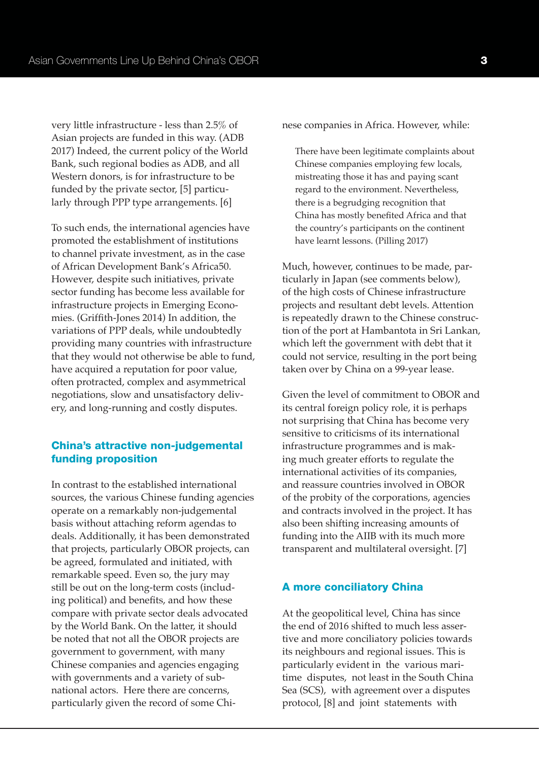very little infrastructure - less than 2.5% of Asian projects are funded in this way. (ADB 2017) Indeed, the current policy of the World Bank, such regional bodies as ADB, and all Western donors, is for infrastructure to be funded by the private sector, [5] particularly through PPP type arrangements. [6]

To such ends, the international agencies have promoted the establishment of institutions to channel private investment, as in the case of African Development Bank's Africa50. However, despite such initiatives, private sector funding has become less available for infrastructure projects in Emerging Economies. (Griffith-Jones 2014) In addition, the variations of PPP deals, while undoubtedly providing many countries with infrastructure that they would not otherwise be able to fund, have acquired a reputation for poor value, often protracted, complex and asymmetrical negotiations, slow and unsatisfactory delivery, and long-running and costly disputes.

## China's attractive non-judgemental funding proposition

In contrast to the established international sources, the various Chinese funding agencies operate on a remarkably non-judgemental basis without attaching reform agendas to deals. Additionally, it has been demonstrated that projects, particularly OBOR projects, can be agreed, formulated and initiated, with remarkable speed. Even so, the jury may still be out on the long-term costs (including political) and benefits, and how these compare with private sector deals advocated by the World Bank. On the latter, it should be noted that not all the OBOR projects are government to government, with many Chinese companies and agencies engaging with governments and a variety of subnational actors. Here there are concerns, particularly given the record of some Chinese companies in Africa. However, while:

> There have been legitimate complaints about Chinese companies employing few locals, mistreating those it has and paying scant regard to the environment. Nevertheless, there is a begrudging recognition that China has mostly benefited Africa and that the country's participants on the continent have learnt lessons. (Pilling 2017)

Much, however, continues to be made, particularly in Japan (see comments below), of the high costs of Chinese infrastructure projects and resultant debt levels. Attention is repeatedly drawn to the Chinese construction of the port at Hambantota in Sri Lankan, which left the government with debt that it could not service, resulting in the port being taken over by China on a 99-year lease.

Given the level of commitment to OBOR and its central foreign policy role, it is perhaps not surprising that China has become very sensitive to criticisms of its international infrastructure programmes and is making much greater efforts to regulate the international activities of its companies, and reassure countries involved in OBOR of the probity of the corporations, agencies and contracts involved in the project. It has also been shifting increasing amounts of funding into the AIIB with its much more transparent and multilateral oversight. [7]

## A more conciliatory China

At the geopolitical level, China has since the end of 2016 shifted to much less assertive and more conciliatory policies towards its neighbours and regional issues. This is particularly evident in the various maritime disputes, not least in the South China Sea (SCS), with agreement over a disputes protocol, [8] and joint statements with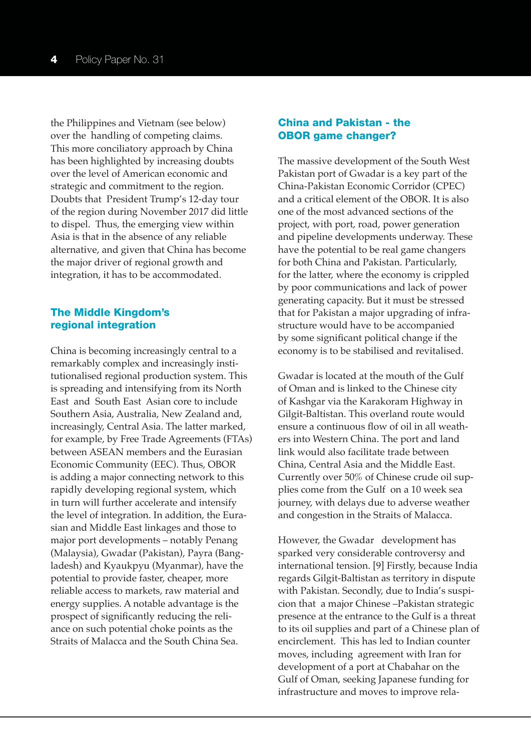the Philippines and Vietnam (see below) over the handling of competing claims. This more conciliatory approach by China has been highlighted by increasing doubts over the level of American economic and strategic and commitment to the region. Doubts that President Trump's 12-day tour of the region during November 2017 did little to dispel. Thus, the emerging view within Asia is that in the absence of any reliable alternative, and given that China has become the major driver of regional growth and integration, it has to be accommodated.

## The Middle Kingdom's regional integration

China is becoming increasingly central to a remarkably complex and increasingly institutionalised regional production system. This is spreading and intensifying from its North East and South East Asian core to include Southern Asia, Australia, New Zealand and, increasingly, Central Asia. The latter marked, for example, by Free Trade Agreements (FTAs) between ASEAN members and the Eurasian Economic Community (EEC). Thus, OBOR is adding a major connecting network to this rapidly developing regional system, which in turn will further accelerate and intensify the level of integration. In addition, the Eurasian and Middle East linkages and those to major port developments – notably Penang (Malaysia), Gwadar (Pakistan), Payra (Bangladesh) and Kyaukpyu (Myanmar), have the potential to provide faster, cheaper, more reliable access to markets, raw material and energy supplies. A notable advantage is the prospect of significantly reducing the reliance on such potential choke points as the Straits of Malacca and the South China Sea.

## China and Pakistan - the OBOR game changer?

The massive development of the South West Pakistan port of Gwadar is a key part of the China-Pakistan Economic Corridor (CPEC) and a critical element of the OBOR. It is also one of the most advanced sections of the project, with port, road, power generation and pipeline developments underway. These have the potential to be real game changers for both China and Pakistan. Particularly, for the latter, where the economy is crippled by poor communications and lack of power generating capacity. But it must be stressed that for Pakistan a major upgrading of infrastructure would have to be accompanied by some significant political change if the economy is to be stabilised and revitalised.

Gwadar is located at the mouth of the Gulf of Oman and is linked to the Chinese city of Kashgar via the Karakoram Highway in Gilgit-Baltistan. This overland route would ensure a continuous flow of oil in all weathers into Western China. The port and land link would also facilitate trade between China, Central Asia and the Middle East. Currently over 50% of Chinese crude oil supplies come from the Gulf on a 10 week sea journey, with delays due to adverse weather and congestion in the Straits of Malacca.

However, the Gwadar development has sparked very considerable controversy and international tension. [9] Firstly, because India regards Gilgit-Baltistan as territory in dispute with Pakistan. Secondly, due to India's suspicion that a major Chinese –Pakistan strategic presence at the entrance to the Gulf is a threat to its oil supplies and part of a Chinese plan of encirclement. This has led to Indian counter moves, including agreement with Iran for development of a port at Chabahar on the Gulf of Oman, seeking Japanese funding for infrastructure and moves to improve rela-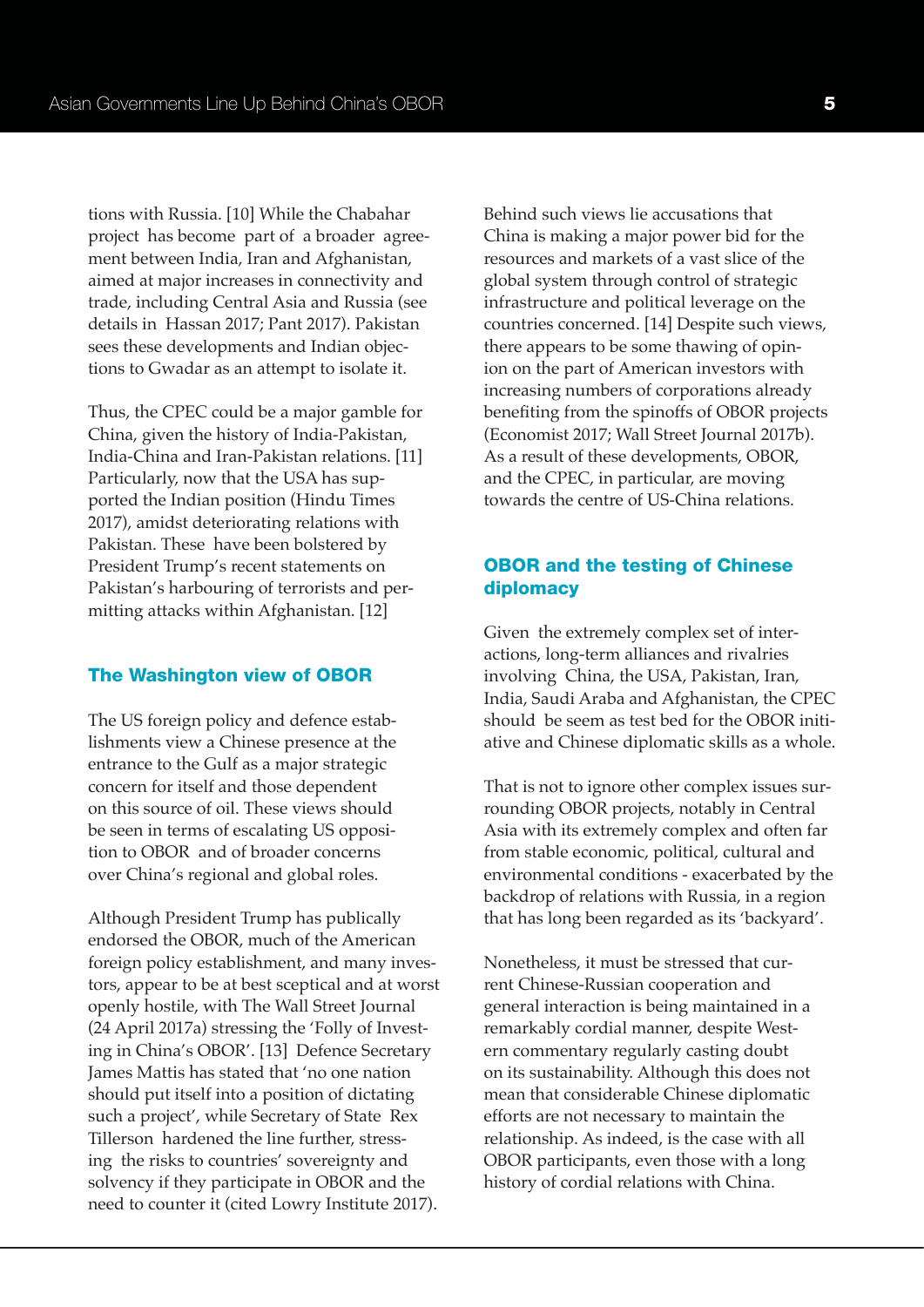tions with Russia. [10] While the Chabahar project has become part of a broader agreement between India, Iran and Afghanistan, aimed at major increases in connectivity and trade, including Central Asia and Russia (see details in Hassan 2017; Pant 2017). Pakistan sees these developments and Indian objections to Gwadar as an attempt to isolate it.

Thus, the CPEC could be a major gamble for China, given the history of India-Pakistan, India-China and Iran-Pakistan relations. [11] Particularly, now that the USA has supported the Indian position (Hindu Times 2017), amidst deteriorating relations with Pakistan. These have been bolstered by President Trump's recent statements on Pakistan's harbouring of terrorists and permitting attacks within Afghanistan. [12]

## The Washington view of OBOR

The US foreign policy and defence establishments view a Chinese presence at the entrance to the Gulf as a major strategic concern for itself and those dependent on this source of oil. These views should be seen in terms of escalating US opposition to OBOR and of broader concerns over China's regional and global roles.

Although President Trump has publically endorsed the OBOR, much of the American foreign policy establishment, and many investors, appear to be at best sceptical and at worst openly hostile, with The Wall Street Journal (24 April 2017a) stressing the 'Folly of Investing in China's OBOR'. [13] Defence Secretary James Mattis has stated that 'no one nation should put itself into a position of dictating such a project', while Secretary of State Rex Tillerson hardened the line further, stressing the risks to countries' sovereignty and solvency if they participate in OBOR and the need to counter it (cited Lowry Institute 2017).

Behind such views lie accusations that China is making a major power bid for the resources and markets of a vast slice of the global system through control of strategic infrastructure and political leverage on the countries concerned. [14] Despite such views, there appears to be some thawing of opinion on the part of American investors with increasing numbers of corporations already benefiting from the spinoffs of OBOR projects (Economist 2017; Wall Street Journal 2017b). As a result of these developments, OBOR, and the CPEC, in particular, are moving towards the centre of US-China relations.

## OBOR and the testing of Chinese diplomacy

Given the extremely complex set of interactions, long-term alliances and rivalries involving China, the USA, Pakistan, Iran, India, Saudi Araba and Afghanistan, the CPEC should be seem as test bed for the OBOR initiative and Chinese diplomatic skills as a whole.

That is not to ignore other complex issues surrounding OBOR projects, notably in Central Asia with its extremely complex and often far from stable economic, political, cultural and environmental conditions - exacerbated by the backdrop of relations with Russia, in a region that has long been regarded as its 'backyard'.

Nonetheless, it must be stressed that current Chinese-Russian cooperation and general interaction is being maintained in a remarkably cordial manner, despite Western commentary regularly casting doubt on its sustainability. Although this does not mean that considerable Chinese diplomatic efforts are not necessary to maintain the relationship. As indeed, is the case with all OBOR participants, even those with a long history of cordial relations with China.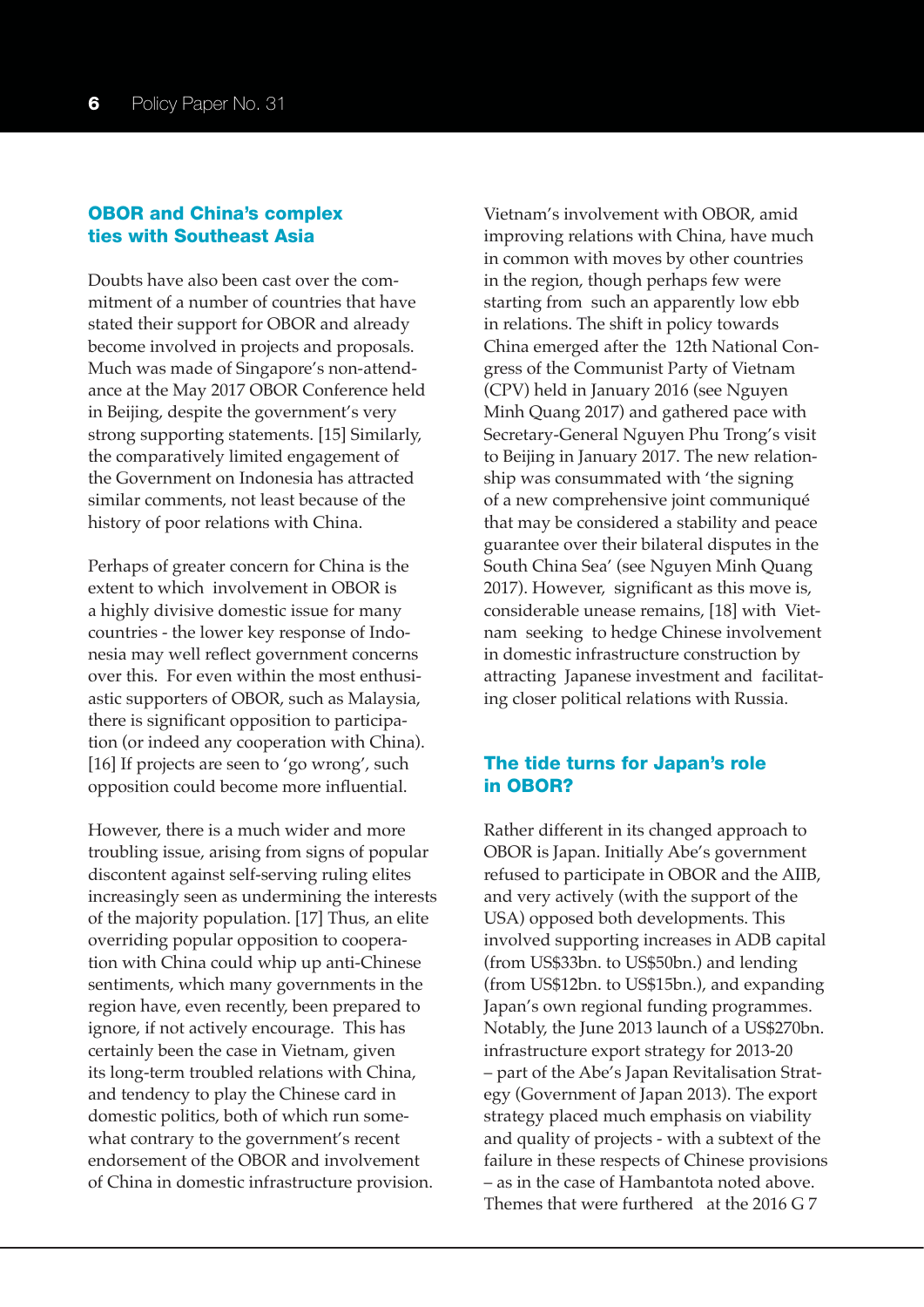## OBOR and China's complex ties with Southeast Asia

Doubts have also been cast over the commitment of a number of countries that have stated their support for OBOR and already become involved in projects and proposals. Much was made of Singapore's non-attendance at the May 2017 OBOR Conference held in Beijing, despite the government's very strong supporting statements. [15] Similarly, the comparatively limited engagement of the Government on Indonesia has attracted similar comments, not least because of the history of poor relations with China.

Perhaps of greater concern for China is the extent to which involvement in OBOR is a highly divisive domestic issue for many countries - the lower key response of Indonesia may well reflect government concerns over this. For even within the most enthusiastic supporters of OBOR, such as Malaysia, there is significant opposition to participation (or indeed any cooperation with China). [16] If projects are seen to 'go wrong', such opposition could become more influential.

However, there is a much wider and more troubling issue, arising from signs of popular discontent against self-serving ruling elites increasingly seen as undermining the interests of the majority population. [17] Thus, an elite overriding popular opposition to cooperation with China could whip up anti-Chinese sentiments, which many governments in the region have, even recently, been prepared to ignore, if not actively encourage. This has certainly been the case in Vietnam, given its long-term troubled relations with China, and tendency to play the Chinese card in domestic politics, both of which run somewhat contrary to the government's recent endorsement of the OBOR and involvement of China in domestic infrastructure provision.

Vietnam's involvement with OBOR, amid improving relations with China, have much in common with moves by other countries in the region, though perhaps few were starting from such an apparently low ebb in relations. The shift in policy towards China emerged after the 12th National Congress of the Communist Party of Vietnam (CPV) held in January 2016 (see Nguyen Minh Quang 2017) and gathered pace with Secretary-General Nguyen Phu Trong's visit to Beijing in January 2017. The new relationship was consummated with 'the signing of a new comprehensive joint communiqué that may be considered a stability and peace guarantee over their bilateral disputes in the South China Sea' (see Nguyen Minh Quang 2017). However, significant as this move is, considerable unease remains, [18] with Vietnam seeking to hedge Chinese involvement in domestic infrastructure construction by attracting Japanese investment and facilitating closer political relations with Russia.

## The tide turns for Japan's role in OBOR?

Rather different in its changed approach to OBOR is Japan. Initially Abe's government refused to participate in OBOR and the AIIB, and very actively (with the support of the USA) opposed both developments. This involved supporting increases in ADB capital (from US$33bn. to US$50bn.) and lending (from US$12bn. to US$15bn.), and expanding Japan's own regional funding programmes. Notably, the June 2013 launch of a US$270bn. infrastructure export strategy for 2013-20 – part of the Abe's Japan Revitalisation Strategy (Government of Japan 2013). The export strategy placed much emphasis on viability and quality of projects - with a subtext of the failure in these respects of Chinese provisions – as in the case of Hambantota noted above. Themes that were furthered at the 2016 G 7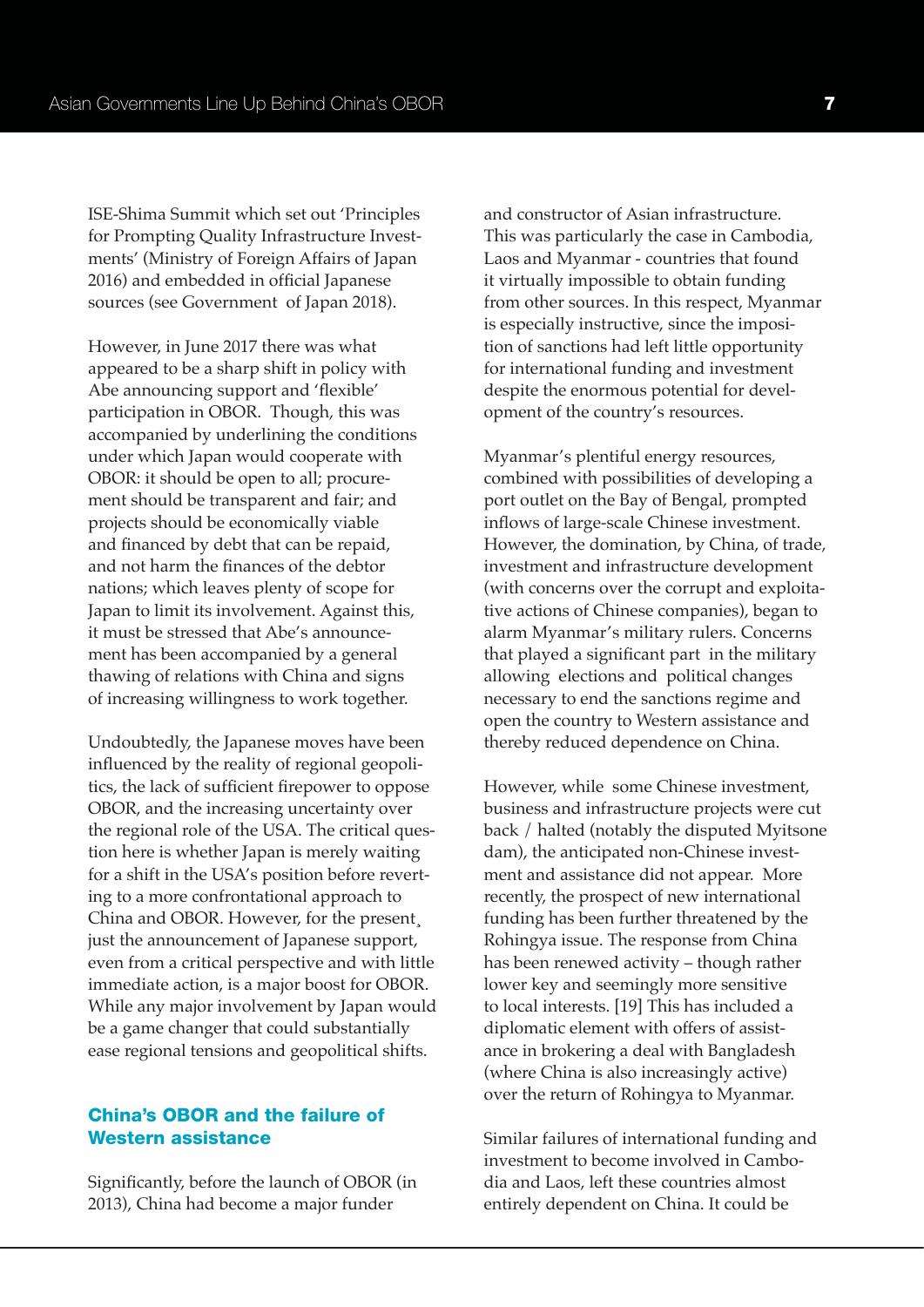ISE-Shima Summit which set out 'Principles for Prompting Quality Infrastructure Investments' (Ministry of Foreign Affairs of Japan 2016) and embedded in official Japanese sources (see Government of Japan 2018).

However, in June 2017 there was what appeared to be a sharp shift in policy with Abe announcing support and 'flexible' participation in OBOR. Though, this was accompanied by underlining the conditions under which Japan would cooperate with OBOR: it should be open to all; procurement should be transparent and fair; and projects should be economically viable and financed by debt that can be repaid, and not harm the finances of the debtor nations; which leaves plenty of scope for Japan to limit its involvement. Against this, it must be stressed that Abe's announcement has been accompanied by a general thawing of relations with China and signs of increasing willingness to work together.

Undoubtedly, the Japanese moves have been influenced by the reality of regional geopolitics, the lack of sufficient firepower to oppose OBOR, and the increasing uncertainty over the regional role of the USA. The critical question here is whether Japan is merely waiting for a shift in the USA's position before reverting to a more confrontational approach to China and OBOR. However, for the present, just the announcement of Japanese support, even from a critical perspective and with little immediate action, is a major boost for OBOR. While any major involvement by Japan would be a game changer that could substantially ease regional tensions and geopolitical shifts.

## China's OBOR and the failure of Western assistance

Significantly, before the launch of OBOR (in 2013), China had become a major funder and constructor of Asian infrastructure. This was particularly the case in Cambodia, Laos and Myanmar - countries that found it virtually impossible to obtain funding from other sources. In this respect, Myanmar is especially instructive, since the imposition of sanctions had left little opportunity for international funding and investment despite the enormous potential for development of the country's resources.

Myanmar's plentiful energy resources, combined with possibilities of developing a port outlet on the Bay of Bengal, prompted inflows of large-scale Chinese investment. However, the domination, by China, of trade, investment and infrastructure development (with concerns over the corrupt and exploitative actions of Chinese companies), began to alarm Myanmar's military rulers. Concerns that played a significant part in the military allowing elections and political changes necessary to end the sanctions regime and open the country to Western assistance and thereby reduced dependence on China.

However, while some Chinese investment, business and infrastructure projects were cut back / halted (notably the disputed Myitsone dam), the anticipated non-Chinese investment and assistance did not appear. More recently, the prospect of new international funding has been further threatened by the Rohingya issue. The response from China has been renewed activity – though rather lower key and seemingly more sensitive to local interests. [19] This has included a diplomatic element with offers of assistance in brokering a deal with Bangladesh (where China is also increasingly active) over the return of Rohingya to Myanmar.

Similar failures of international funding and investment to become involved in Cambodia and Laos, left these countries almost entirely dependent on China. It could be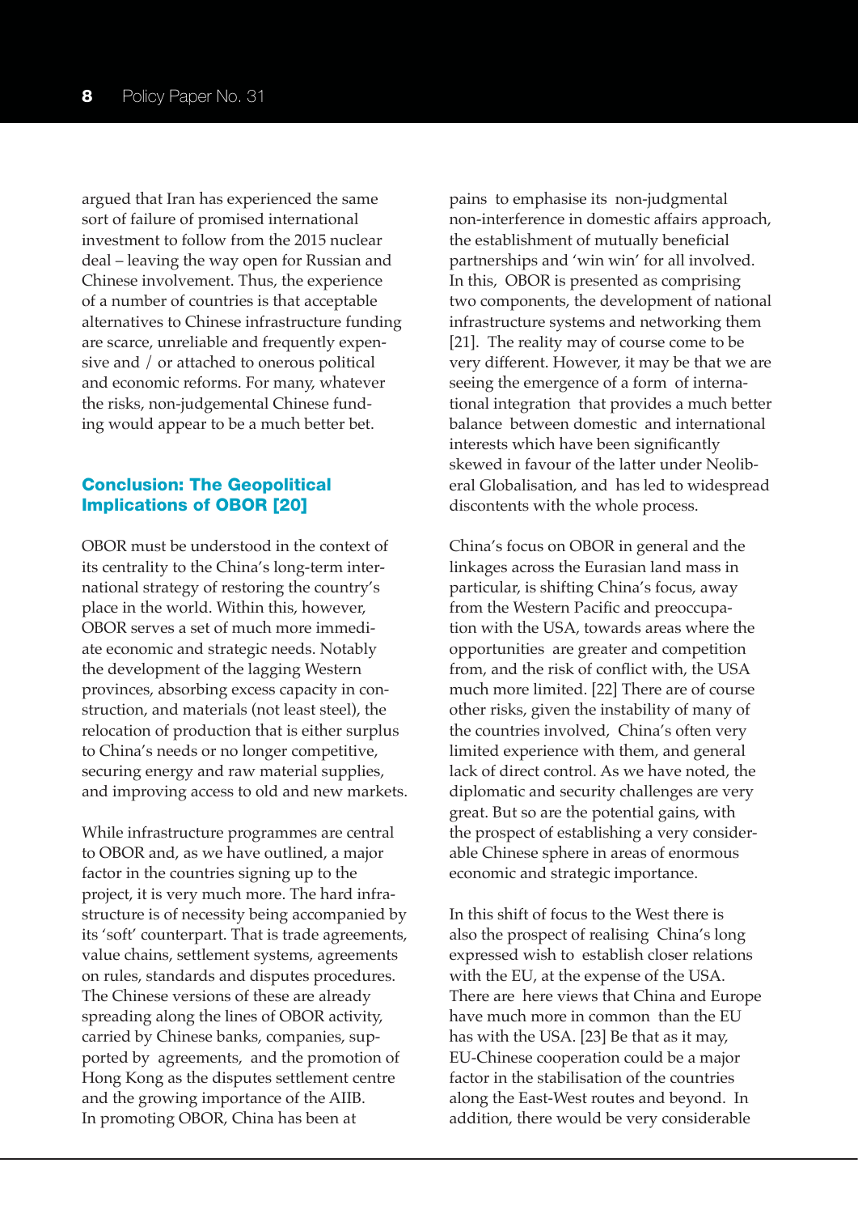argued that Iran has experienced the same sort of failure of promised international investment to follow from the 2015 nuclear deal – leaving the way open for Russian and Chinese involvement. Thus, the experience of a number of countries is that acceptable alternatives to Chinese infrastructure funding are scarce, unreliable and frequently expensive and / or attached to onerous political and economic reforms. For many, whatever the risks, non-judgemental Chinese funding would appear to be a much better bet.

## Conclusion: The Geopolitical Implications of OBOR [20]

OBOR must be understood in the context of its centrality to the China's long-term international strategy of restoring the country's place in the world. Within this, however, OBOR serves a set of much more immediate economic and strategic needs. Notably the development of the lagging Western provinces, absorbing excess capacity in construction, and materials (not least steel), the relocation of production that is either surplus to China's needs or no longer competitive, securing energy and raw material supplies, and improving access to old and new markets.

While infrastructure programmes are central to OBOR and, as we have outlined, a major factor in the countries signing up to the project, it is very much more. The hard infrastructure is of necessity being accompanied by its 'soft' counterpart. That is trade agreements, value chains, settlement systems, agreements on rules, standards and disputes procedures. The Chinese versions of these are already spreading along the lines of OBOR activity, carried by Chinese banks, companies, supported by agreements, and the promotion of Hong Kong as the disputes settlement centre and the growing importance of the AIIB. In promoting OBOR, China has been at pains to emphasise its non-judgmental non-interference in domestic affairs approach, the establishment of mutually beneficial partnerships and 'win win' for all involved. In this, OBOR is presented as comprising two components, the development of national infrastructure systems and networking them [21]. The reality may of course come to be very different. However, it may be that we are seeing the emergence of a form of international integration that provides a much better balance between domestic and international interests which have been significantly skewed in favour of the latter under Neoliberal Globalisation, and has led to widespread discontents with the whole process.

China's focus on OBOR in general and the linkages across the Eurasian land mass in particular, is shifting China's focus, away from the Western Pacific and preoccupation with the USA, towards areas where the opportunities are greater and competition from, and the risk of conflict with, the USA much more limited. [22] There are of course other risks, given the instability of many of the countries involved, China's often very limited experience with them, and general lack of direct control. As we have noted, the diplomatic and security challenges are very great. But so are the potential gains, with the prospect of establishing a very considerable Chinese sphere in areas of enormous economic and strategic importance.

In this shift of focus to the West there is also the prospect of realising China's long expressed wish to establish closer relations with the EU, at the expense of the USA. There are here views that China and Europe have much more in common than the EU has with the USA. [23] Be that as it may, EU-Chinese cooperation could be a major factor in the stabilisation of the countries along the East-West routes and beyond. In addition, there would be very considerable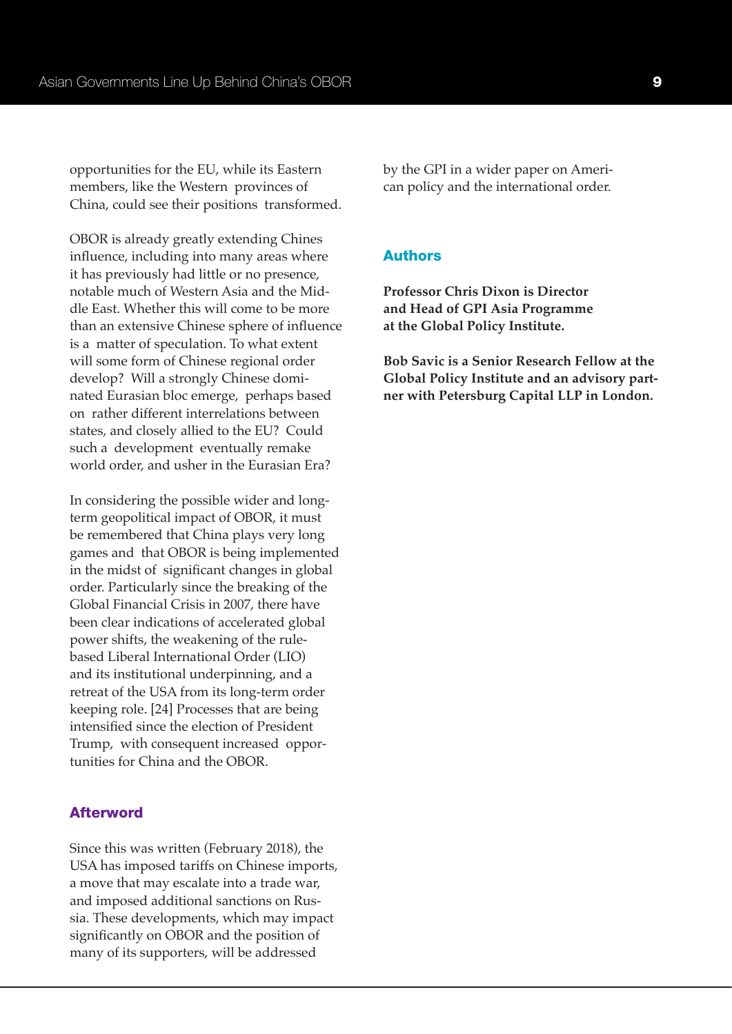opportunities for the EU, while its Eastern members, like the Western provinces of China, could see their positions transformed.

OBOR is already greatly extending Chines influence, including into many areas where it has previously had little or no presence, notable much of Western Asia and the Middle East. Whether this will come to be more than an extensive Chinese sphere of influence is a matter of speculation. To what extent will some form of Chinese regional order develop? Will a strongly Chinese dominated Eurasian bloc emerge, perhaps based on rather different interrelations between states, and closely allied to the EU? Could such a development eventually remake world order, and usher in the Eurasian Era?

In considering the possible wider and long-term geopolitical impact of OBOR, it must be remembered that China plays very long games and that OBOR is being implemented in the midst of significant changes in global order. Particularly since the breaking of the Global Financial Crisis in 2007, there have been clear indications of accelerated global power shifts, the weakening of the rule-based Liberal International Order (LIO) and its institutional underpinning, and a retreat of the USA from its long-term order keeping role. [24] Processes that are being intensified since the election of President Trump, with consequent increased opportunities for China and the OBOR.

## Afterword

Since this was written (February 2018), the USA has imposed tariffs on Chinese imports, a move that may escalate into a trade war, and imposed additional sanctions on Russia. These developments, which may impact significantly on OBOR and the position of many of its supporters, will be addressed by the GPI in a wider paper on American policy and the international order.

## Authors

**Professor Chris Dixon is Director and Head of GPI Asia Programme at the Global Policy Institute.**

**Bob Savic is a Senior Research Fellow at the Global Policy Institute and an advisory partner with Petersburg Capital LLP in London.**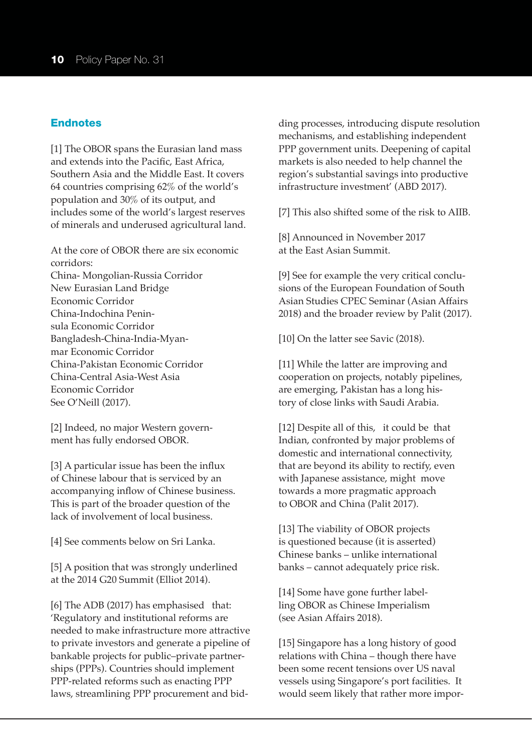## Endnotes

[1] The OBOR spans the Eurasian land mass and extends into the Pacific, East Africa, Southern Asia and the Middle East. It covers 64 countries comprising 62% of the world's population and 30% of its output, and includes some of the world's largest reserves of minerals and underused agricultural land.

At the core of OBOR there are six economic corridors:
China- Mongolian-Russia Corridor
New Eurasian Land Bridge Economic Corridor
China-Indochina Peninsula Economic Corridor
Bangladesh-China-India-Myanmar Economic Corridor
China-Pakistan Economic Corridor
China-Central Asia-West Asia Economic Corridor
See O'Neill (2017).

[2] Indeed, no major Western government has fully endorsed OBOR.

[3] A particular issue has been the influx of Chinese labour that is serviced by an accompanying inflow of Chinese business. This is part of the broader question of the lack of involvement of local business.

[4] See comments below on Sri Lanka.

[5] A position that was strongly underlined at the 2014 G20 Summit (Elliot 2014).

[6] The ADB (2017) has emphasised that: 'Regulatory and institutional reforms are needed to make infrastructure more attractive to private investors and generate a pipeline of bankable projects for public–private partnerships (PPPs). Countries should implement PPP-related reforms such as enacting PPP laws, streamlining PPP procurement and bidding processes, introducing dispute resolution mechanisms, and establishing independent PPP government units. Deepening of capital markets is also needed to help channel the region's substantial savings into productive infrastructure investment' (ABD 2017).

[7] This also shifted some of the risk to AIIB.

[8] Announced in November 2017 at the East Asian Summit.

[9] See for example the very critical conclusions of the European Foundation of South Asian Studies CPEC Seminar (Asian Affairs 2018) and the broader review by Palit (2017).

[10] On the latter see Savic (2018).

[11] While the latter are improving and cooperation on projects, notably pipelines, are emerging, Pakistan has a long history of close links with Saudi Arabia.

[12] Despite all of this, it could be that Indian, confronted by major problems of domestic and international connectivity, that are beyond its ability to rectify, even with Japanese assistance, might move towards a more pragmatic approach to OBOR and China (Palit 2017).

[13] The viability of OBOR projects is questioned because (it is asserted) Chinese banks – unlike international banks – cannot adequately price risk.

[14] Some have gone further labelling OBOR as Chinese Imperialism (see Asian Affairs 2018).

[15] Singapore has a long history of good relations with China – though there have been some recent tensions over US naval vessels using Singapore's port facilities. It would seem likely that rather more impor-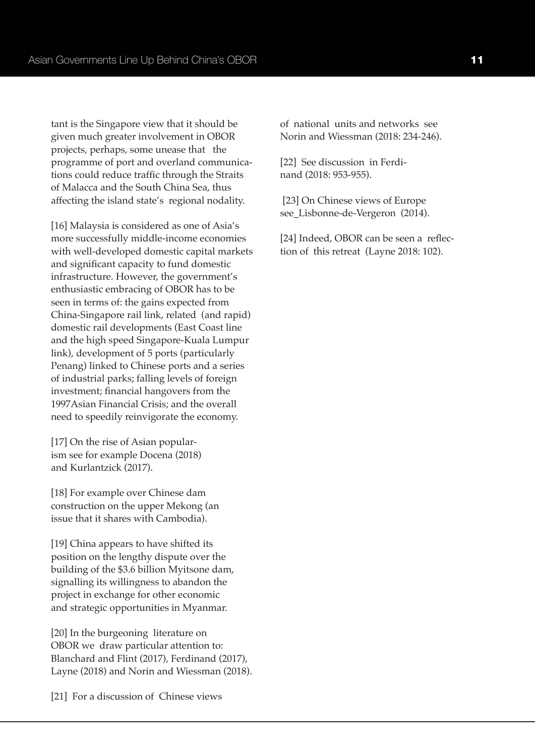tant is the Singapore view that it should be given much greater involvement in OBOR projects, perhaps, some unease that the programme of port and overland communications could reduce traffic through the Straits of Malacca and the South China Sea, thus affecting the island state's regional nodality.

[16] Malaysia is considered as one of Asia's more successfully middle-income economies with well-developed domestic capital markets and significant capacity to fund domestic infrastructure. However, the government's enthusiastic embracing of OBOR has to be seen in terms of: the gains expected from China-Singapore rail link, related (and rapid) domestic rail developments (East Coast line and the high speed Singapore-Kuala Lumpur link), development of 5 ports (particularly Penang) linked to Chinese ports and a series of industrial parks; falling levels of foreign investment; financial hangovers from the 1997Asian Financial Crisis; and the overall need to speedily reinvigorate the economy.

[17] On the rise of Asian popularism see for example Docena (2018) and Kurlantzick (2017).

[18] For example over Chinese dam construction on the upper Mekong (an issue that it shares with Cambodia).

[19] China appears to have shifted its position on the lengthy dispute over the building of the $3.6 billion Myitsone dam, signalling its willingness to abandon the project in exchange for other economic and strategic opportunities in Myanmar.

[20] In the burgeoning literature on OBOR we draw particular attention to: Blanchard and Flint (2017), Ferdinand (2017), Layne (2018) and Norin and Wiessman (2018).

[21] For a discussion of Chinese views of national units and networks see Norin and Wiessman (2018: 234-246).

[22] See discussion in Ferdinand (2018: 953-955).

[23] On Chinese views of Europe see_Lisbonne-de-Vergeron (2014).

[24] Indeed, OBOR can be seen a reflection of this retreat (Layne 2018: 102).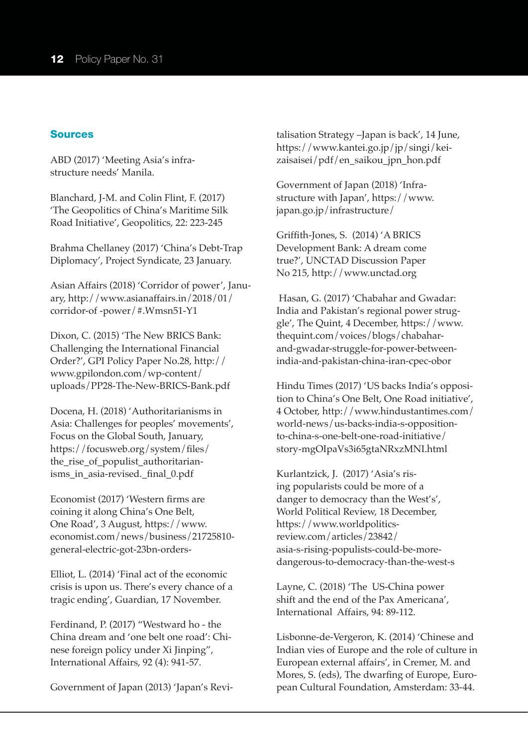## Sources

ABD (2017) 'Meeting Asia's infrastructure needs' Manila.

Blanchard, J-M. and Colin Flint, F. (2017) 'The Geopolitics of China's Maritime Silk Road Initiative', Geopolitics, 22: 223-245

Brahma Chellaney (2017) 'China's Debt-Trap Diplomacy', Project Syndicate, 23 January.

Asian Affairs (2018) 'Corridor of power', January, http://www.asianaffairs.in/2018/01/corridor-of -power/#.Wmsn51-Y1

Dixon, C. (2015) 'The New BRICS Bank: Challenging the International Financial Order?', GPI Policy Paper No.28, http://www.gpilondon.com/wp-content/uploads/PP28-The-New-BRICS-Bank.pdf

Docena, H. (2018) 'Authoritarianisms in Asia: Challenges for peoples' movements', Focus on the Global South, January, https://focusweb.org/system/files/the_rise_of_populist_authoritarianisms_in_asia-revised._final_0.pdf

Economist (2017) 'Western firms are coining it along China's One Belt, One Road', 3 August, https://www.economist.com/news/business/21725810-general-electric-got-23bn-orders-

Elliot, L. (2014) 'Final act of the economic crisis is upon us. There's every chance of a tragic ending', Guardian, 17 November.

Ferdinand, P. (2017) "Westward ho - the China dream and 'one belt one road': Chinese foreign policy under Xi Jinping", International Affairs, 92 (4): 941-57.

Government of Japan (2013) 'Japan's Revitalisation Strategy –Japan is back', 14 June, https://www.kantei.go.jp/jp/singi/keizaisaisei/pdf/en_saikou_jpn_hon.pdf

Government of Japan (2018) 'Infrastructure with Japan', https://www.japan.go.jp/infrastructure/

Griffith-Jones, S. (2014) 'A BRICS Development Bank: A dream come true?', UNCTAD Discussion Paper No 215, http://www.unctad.org

Hasan, G. (2017) 'Chabahar and Gwadar: India and Pakistan's regional power struggle', The Quint, 4 December, https://www.thequint.com/voices/blogs/chabahar-and-gwadar-struggle-for-power-between-india-and-pakistan-china-iran-cpec-obor

Hindu Times (2017) 'US backs India's opposition to China's One Belt, One Road initiative', 4 October, http://www.hindustantimes.com/world-news/us-backs-india-s-opposition-to-china-s-one-belt-one-road-initiative/story-mgOIpaVs3i65gtaNRxzMNI.html

Kurlantzick, J. (2017) 'Asia's rising popularists could be more of a danger to democracy than the West's', World Political Review, 18 December, https://www.worldpolitics-review.com/articles/23842/asia-s-rising-populists-could-be-more-dangerous-to-democracy-than-the-west-s

Layne, C. (2018) 'The US-China power shift and the end of the Pax Americana', International Affairs, 94: 89-112.

Lisbonne-de-Vergeron, K. (2014) 'Chinese and Indian vies of Europe and the role of culture in European external affairs', in Cremer, M. and Mores, S. (eds), The dwarfing of Europe, European Cultural Foundation, Amsterdam: 33-44.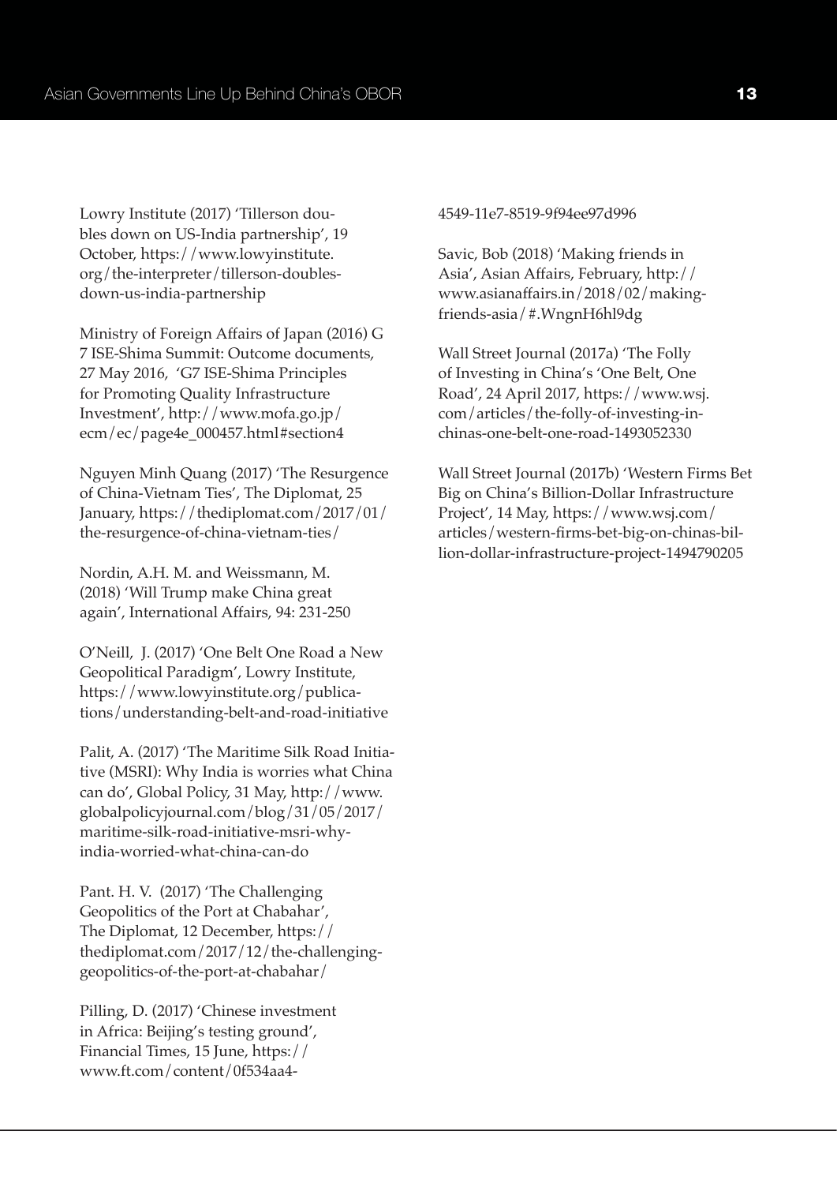Lowry Institute (2017) 'Tillerson doubles down on US-India partnership', 19 October, https://www.lowyinstitute.org/the-interpreter/tillerson-doubles-down-us-india-partnership

Ministry of Foreign Affairs of Japan (2016) G 7 ISE-Shima Summit: Outcome documents, 27 May 2016, 'G7 ISE-Shima Principles for Promoting Quality Infrastructure Investment', http://www.mofa.go.jp/ecm/ec/page4e_000457.html#section4

Nguyen Minh Quang (2017) 'The Resurgence of China-Vietnam Ties', The Diplomat, 25 January, https://thediplomat.com/2017/01/the-resurgence-of-china-vietnam-ties/

Nordin, A.H. M. and Weissmann, M. (2018) 'Will Trump make China great again', International Affairs, 94: 231-250

O'Neill, J. (2017) 'One Belt One Road a New Geopolitical Paradigm', Lowry Institute, https://www.lowyinstitute.org/publications/understanding-belt-and-road-initiative

Palit, A. (2017) 'The Maritime Silk Road Initiative (MSRI): Why India is worries what China can do', Global Policy, 31 May, http://www.globalpolicyjournal.com/blog/31/05/2017/maritime-silk-road-initiative-msri-why-india-worried-what-china-can-do

Pant. H. V. (2017) 'The Challenging Geopolitics of the Port at Chabahar', The Diplomat, 12 December, https://thediplomat.com/2017/12/the-challenging-geopolitics-of-the-port-at-chabahar/

Pilling, D. (2017) 'Chinese investment in Africa: Beijing's testing ground', Financial Times, 15 June, https://www.ft.com/content/0f534aa4-4549-11e7-8519-9f94ee97d996

Savic, Bob (2018) 'Making friends in Asia', Asian Affairs, February, http://www.asianaffairs.in/2018/02/making-friends-asia/#.WngnH6hl9dg

Wall Street Journal (2017a) 'The Folly of Investing in China's 'One Belt, One Road', 24 April 2017, https://www.wsj.com/articles/the-folly-of-investing-in-chinas-one-belt-one-road-1493052330

Wall Street Journal (2017b) 'Western Firms Bet Big on China's Billion-Dollar Infrastructure Project', 14 May, https://www.wsj.com/articles/western-firms-bet-big-on-chinas-billion-dollar-infrastructure-project-1494790205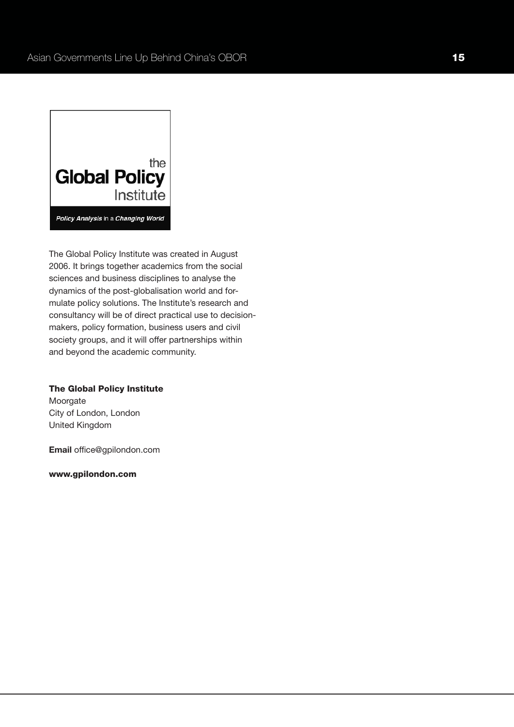the
**Global Policy**
Institute

***Policy Analysis*** *in a* ***Changing World***

The Global Policy Institute was created in August 2006. It brings together academics from the social sciences and business disciplines to analyse the dynamics of the post-globalisation world and formulate policy solutions. The Institute's research and consultancy will be of direct practical use to decision-makers, policy formation, business users and civil society groups, and it will offer partnerships within and beyond the academic community.

**The Global Policy Institute**
Moorgate
City of London, London
United Kingdom

**Email** office@gpilondon.com

**www.gpilondon.com**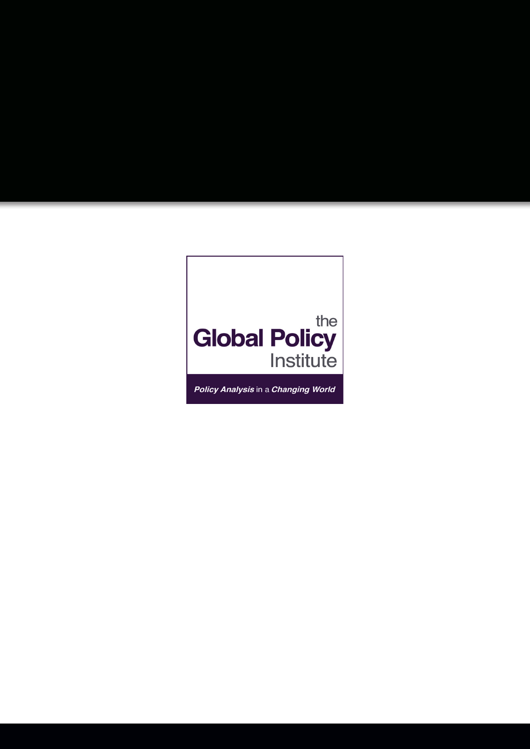the
**Global Policy**
Institute

***Policy Analysis*** in a ***Changing World***